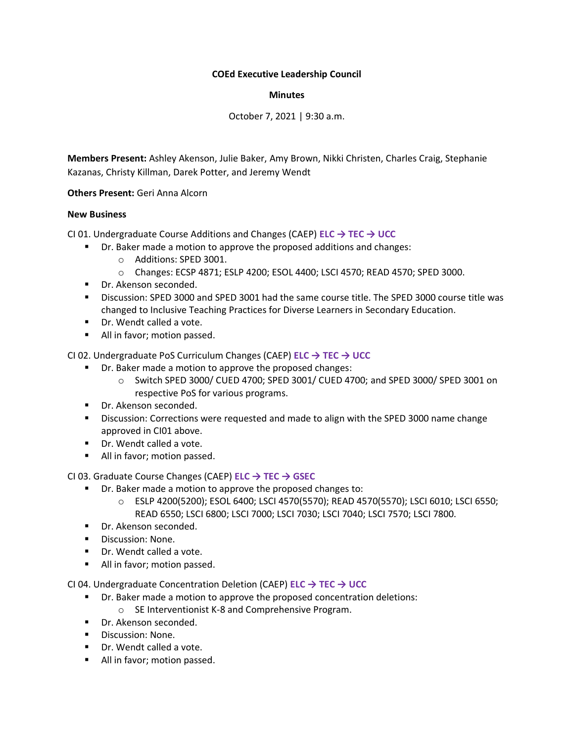**COEd Executive Leadership Council**

**Minutes**

October 7, 2021 | 9:30 a.m.

**Members Present:** Ashley Akenson, Julie Baker, Amy Brown, Nikki Christen, Charles Craig, Stephanie Kazanas, Christy Killman, Darek Potter, and Jeremy Wendt

**Others Present:** Geri Anna Alcorn

**New Business**

CI 01. Undergraduate Course Additions and Changes (CAEP) **ELC → TEC → UCC**

- Dr. Baker made a motion to approve the proposed additions and changes:
  - Additions: SPED 3001.
  - Changes: ECSP 4871; ESLP 4200; ESOL 4400; LSCI 4570; READ 4570; SPED 3000.
- Dr. Akenson seconded.
- Discussion: SPED 3000 and SPED 3001 had the same course title. The SPED 3000 course title was changed to Inclusive Teaching Practices for Diverse Learners in Secondary Education.
- Dr. Wendt called a vote.
- All in favor; motion passed.

CI 02. Undergraduate PoS Curriculum Changes (CAEP) **ELC → TEC → UCC**

- Dr. Baker made a motion to approve the proposed changes:
  - Switch SPED 3000/ CUED 4700; SPED 3001/ CUED 4700; and SPED 3000/ SPED 3001 on respective PoS for various programs.
- Dr. Akenson seconded.
- Discussion: Corrections were requested and made to align with the SPED 3000 name change approved in CI01 above.
- Dr. Wendt called a vote.
- All in favor; motion passed.

CI 03. Graduate Course Changes (CAEP) **ELC → TEC → GSEC**

- Dr. Baker made a motion to approve the proposed changes to:
  - ESLP 4200(5200); ESOL 6400; LSCI 4570(5570); READ 4570(5570); LSCI 6010; LSCI 6550; READ 6550; LSCI 6800; LSCI 7000; LSCI 7030; LSCI 7040; LSCI 7570; LSCI 7800.
- Dr. Akenson seconded.
- Discussion: None.
- Dr. Wendt called a vote.
- All in favor; motion passed.

CI 04. Undergraduate Concentration Deletion (CAEP) **ELC → TEC → UCC**

- Dr. Baker made a motion to approve the proposed concentration deletions:
  - SE Interventionist K-8 and Comprehensive Program.
- Dr. Akenson seconded.
- Discussion: None.
- Dr. Wendt called a vote.
- All in favor; motion passed.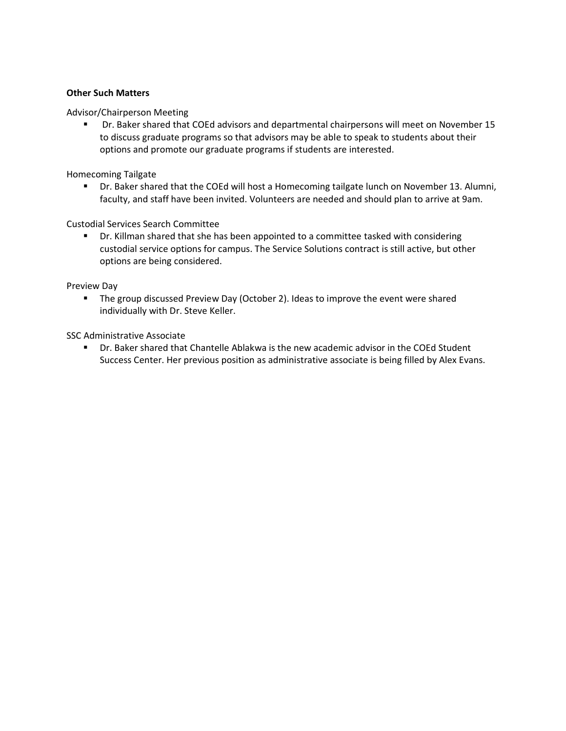**Other Such Matters**

Advisor/Chairperson Meeting

- Dr. Baker shared that COEd advisors and departmental chairpersons will meet on November 15 to discuss graduate programs so that advisors may be able to speak to students about their options and promote our graduate programs if students are interested.

Homecoming Tailgate

- Dr. Baker shared that the COEd will host a Homecoming tailgate lunch on November 13. Alumni, faculty, and staff have been invited. Volunteers are needed and should plan to arrive at 9am.

Custodial Services Search Committee

- Dr. Killman shared that she has been appointed to a committee tasked with considering custodial service options for campus. The Service Solutions contract is still active, but other options are being considered.

Preview Day

- The group discussed Preview Day (October 2). Ideas to improve the event were shared individually with Dr. Steve Keller.

SSC Administrative Associate

- Dr. Baker shared that Chantelle Ablakwa is the new academic advisor in the COEd Student Success Center. Her previous position as administrative associate is being filled by Alex Evans.